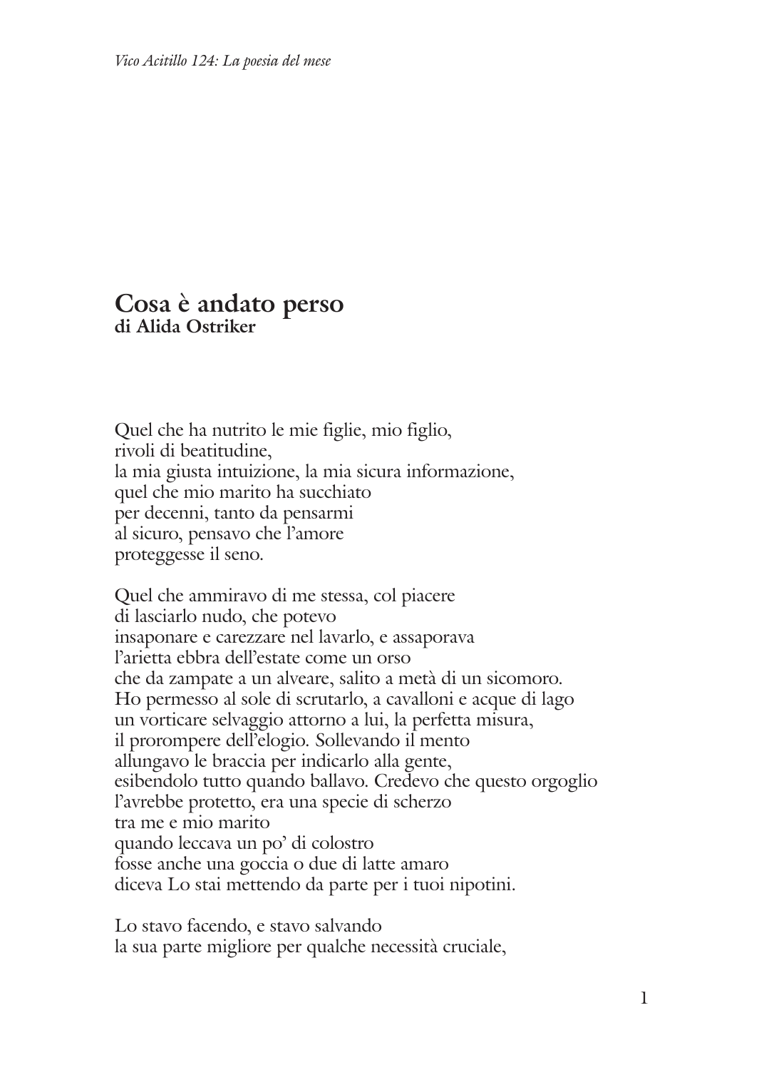# Cosa è andato perso

**di Alida Ostriker**

Quel che ha nutrito le mie figlie, mio figlio,  
rivoli di beatitudine,  
la mia giusta intuizione, la mia sicura informazione,  
quel che mio marito ha succhiato  
per decenni, tanto da pensarmi  
al sicuro, pensavo che l'amore  
proteggesse il seno.

Quel che ammiravo di me stessa, col piacere  
di lasciarlo nudo, che potevo  
insaponare e carezzare nel lavarlo, e assaporava  
l'arietta ebbra dell'estate come un orso  
che da zampate a un alveare, salito a metà di un sicomoro.  
Ho permesso al sole di scrutarlo, a cavalloni e acque di lago  
un vorticare selvaggio attorno a lui, la perfetta misura,  
il prorompere dell'elogio. Sollevando il mento  
allungavo le braccia per indicarlo alla gente,  
esibendolo tutto quando ballavo. Credevo che questo orgoglio  
l'avrebbe protetto, era una specie di scherzo  
tra me e mio marito  
quando leccava un po' di colostro  
fosse anche una goccia o due di latte amaro  
diceva Lo stai mettendo da parte per i tuoi nipotini.

Lo stavo facendo, e stavo salvando  
la sua parte migliore per qualche necessità cruciale,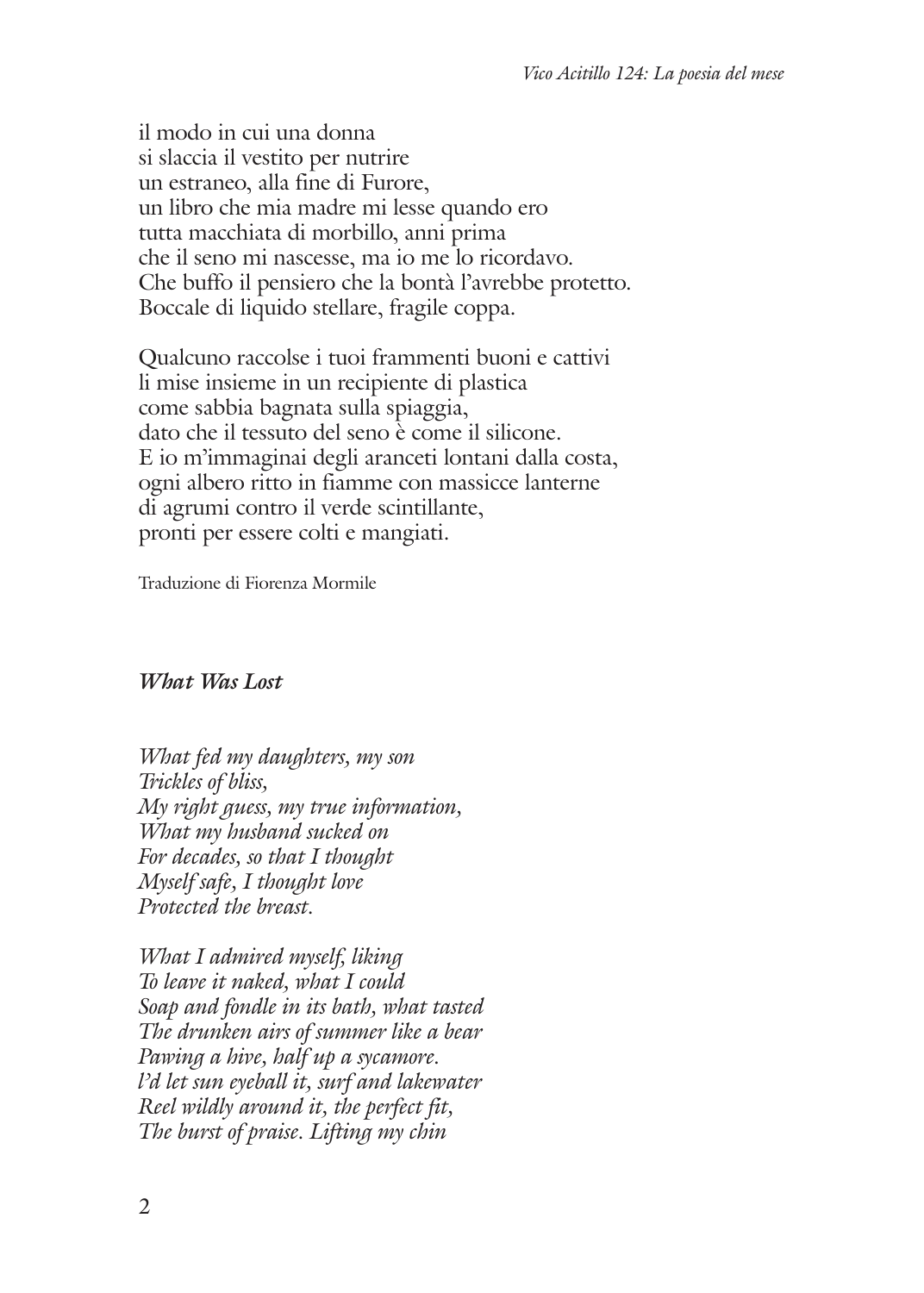il modo in cui una donna
si slaccia il vestito per nutrire
un estraneo, alla fine di Furore,
un libro che mia madre mi lesse quando ero
tutta macchiata di morbillo, anni prima
che il seno mi nascesse, ma io me lo ricordavo.
Che buffo il pensiero che la bontà l'avrebbe protetto.
Boccale di liquido stellare, fragile coppa.

Qualcuno raccolse i tuoi frammenti buoni e cattivi
li mise insieme in un recipiente di plastica
come sabbia bagnata sulla spiaggia,
dato che il tessuto del seno è come il silicone.
E io m'immaginai degli aranceti lontani dalla costa,
ogni albero ritto in fiamme con massicce lanterne
di agrumi contro il verde scintillante,
pronti per essere colti e mangiati.

Traduzione di Fiorenza Mormile

***What Was Lost***

*What fed my daughters, my son*
*Trickles of bliss,*
*My right guess, my true information,*
*What my husband sucked on*
*For decades, so that I thought*
*Myself safe, I thought love*
*Protected the breast.*

*What I admired myself, liking*
*To leave it naked, what I could*
*Soap and fondle in its bath, what tasted*
*The drunken airs of summer like a bear*
*Pawing a hive, half up a sycamore.*
*I'd let sun eyeball it, surf and lakewater*
*Reel wildly around it, the perfect fit,*
*The burst of praise. Lifting my chin*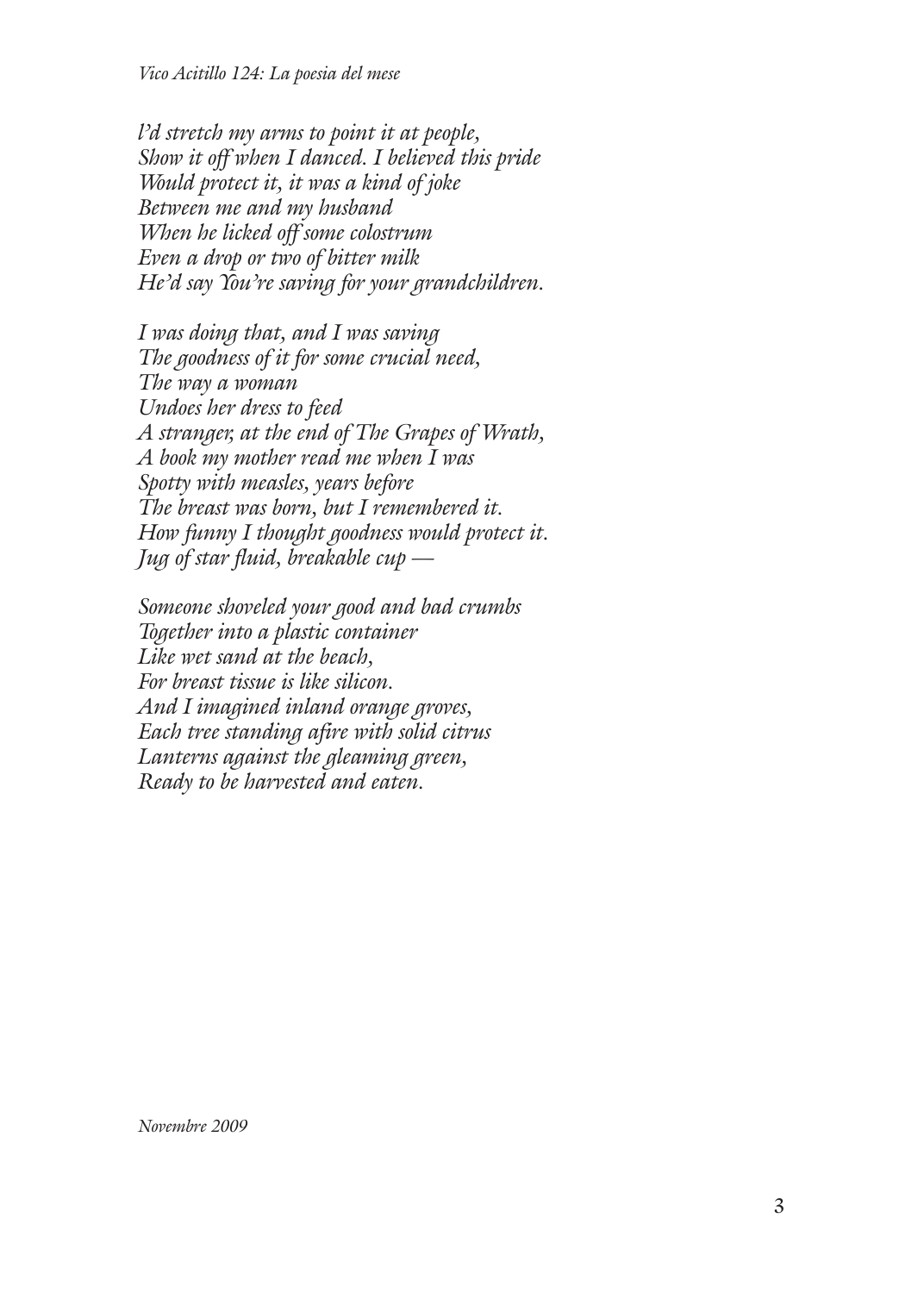*I'd stretch my arms to point it at people,*  
*Show it off when I danced. I believed this pride*  
*Would protect it, it was a kind of joke*  
*Between me and my husband*  
*When he licked off some colostrum*  
*Even a drop or two of bitter milk*  
*He'd say You're saving for your grandchildren.*

*I was doing that, and I was saving*  
*The goodness of it for some crucial need,*  
*The way a woman*  
*Undoes her dress to feed*  
*A stranger, at the end of The Grapes of Wrath,*  
*A book my mother read me when I was*  
*Spotty with measles, years before*  
*The breast was born, but I remembered it.*  
*How funny I thought goodness would protect it.*  
*Jug of star fluid, breakable cup —*

*Someone shoveled your good and bad crumbs*  
*Together into a plastic container*  
*Like wet sand at the beach,*  
*For breast tissue is like silicon.*  
*And I imagined inland orange groves,*  
*Each tree standing afire with solid citrus*  
*Lanterns against the gleaming green,*  
*Ready to be harvested and eaten.*

*Novembre 2009*